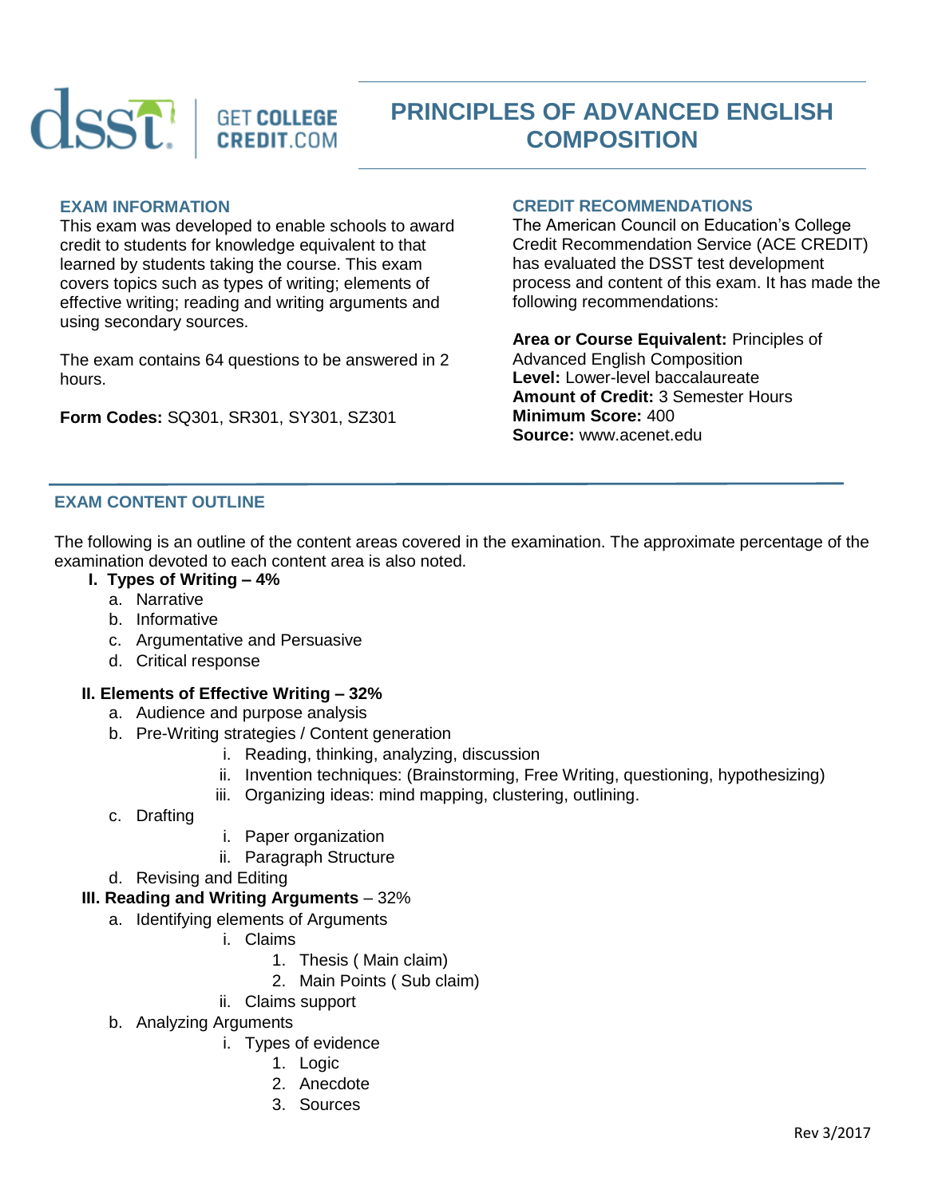# PRINCIPLES OF ADVANCED ENGLISH COMPOSITION

## EXAM INFORMATION

This exam was developed to enable schools to award credit to students for knowledge equivalent to that learned by students taking the course. This exam covers topics such as types of writing; elements of effective writing; reading and writing arguments and using secondary sources.

The exam contains 64 questions to be answered in 2 hours.

**Form Codes:** SQ301, SR301, SY301, SZ301

## CREDIT RECOMMENDATIONS

The American Council on Education's College Credit Recommendation Service (ACE CREDIT) has evaluated the DSST test development process and content of this exam. It has made the following recommendations:

**Area or Course Equivalent:** Principles of Advanced English Composition
**Level:** Lower-level baccalaureate
**Amount of Credit:** 3 Semester Hours
**Minimum Score:** 400
**Source:** www.acenet.edu

## EXAM CONTENT OUTLINE

The following is an outline of the content areas covered in the examination. The approximate percentage of the examination devoted to each content area is also noted.

**I. Types of Writing – 4%**
- a. Narrative
- b. Informative
- c. Argumentative and Persuasive
- d. Critical response

**II. Elements of Effective Writing – 32%**
- a. Audience and purpose analysis
- b. Pre-Writing strategies / Content generation
  - i. Reading, thinking, analyzing, discussion
  - ii. Invention techniques: (Brainstorming, Free Writing, questioning, hypothesizing)
  - iii. Organizing ideas: mind mapping, clustering, outlining.
- c. Drafting
  - i. Paper organization
  - ii. Paragraph Structure
- d. Revising and Editing

**III. Reading and Writing Arguments** – 32%
- a. Identifying elements of Arguments
  - i. Claims
    1. Thesis ( Main claim)
    2. Main Points ( Sub claim)
  - ii. Claims support
- b. Analyzing Arguments
  - i. Types of evidence
    1. Logic
    2. Anecdote
    3. Sources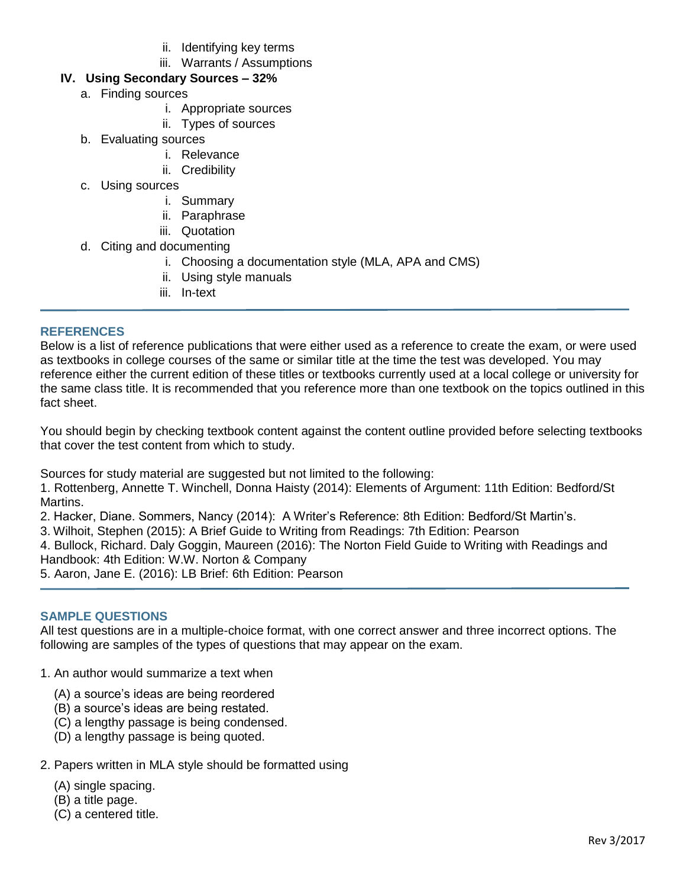ii. Identifying key terms
iii. Warrants / Assumptions

**IV. Using Secondary Sources – 32%**

a. Finding sources
   i. Appropriate sources
   ii. Types of sources
b. Evaluating sources
   i. Relevance
   ii. Credibility
c. Using sources
   i. Summary
   ii. Paraphrase
   iii. Quotation
d. Citing and documenting
   i. Choosing a documentation style (MLA, APA and CMS)
   ii. Using style manuals
   iii. In-text

## REFERENCES

Below is a list of reference publications that were either used as a reference to create the exam, or were used as textbooks in college courses of the same or similar title at the time the test was developed. You may reference either the current edition of these titles or textbooks currently used at a local college or university for the same class title. It is recommended that you reference more than one textbook on the topics outlined in this fact sheet.

You should begin by checking textbook content against the content outline provided before selecting textbooks that cover the test content from which to study.

Sources for study material are suggested but not limited to the following:

1. Rottenberg, Annette T. Winchell, Donna Haisty (2014): Elements of Argument: 11th Edition: Bedford/St Martins.
2. Hacker, Diane. Sommers, Nancy (2014): A Writer's Reference: 8th Edition: Bedford/St Martin's.
3. Wilhoit, Stephen (2015): A Brief Guide to Writing from Readings: 7th Edition: Pearson
4. Bullock, Richard. Daly Goggin, Maureen (2016): The Norton Field Guide to Writing with Readings and Handbook: 4th Edition: W.W. Norton & Company
5. Aaron, Jane E. (2016): LB Brief: 6th Edition: Pearson

## SAMPLE QUESTIONS

All test questions are in a multiple-choice format, with one correct answer and three incorrect options. The following are samples of the types of questions that may appear on the exam.

1. An author would summarize a text when

   (A) a source's ideas are being reordered
   (B) a source's ideas are being restated.
   (C) a lengthy passage is being condensed.
   (D) a lengthy passage is being quoted.

2. Papers written in MLA style should be formatted using

   (A) single spacing.
   (B) a title page.
   (C) a centered title.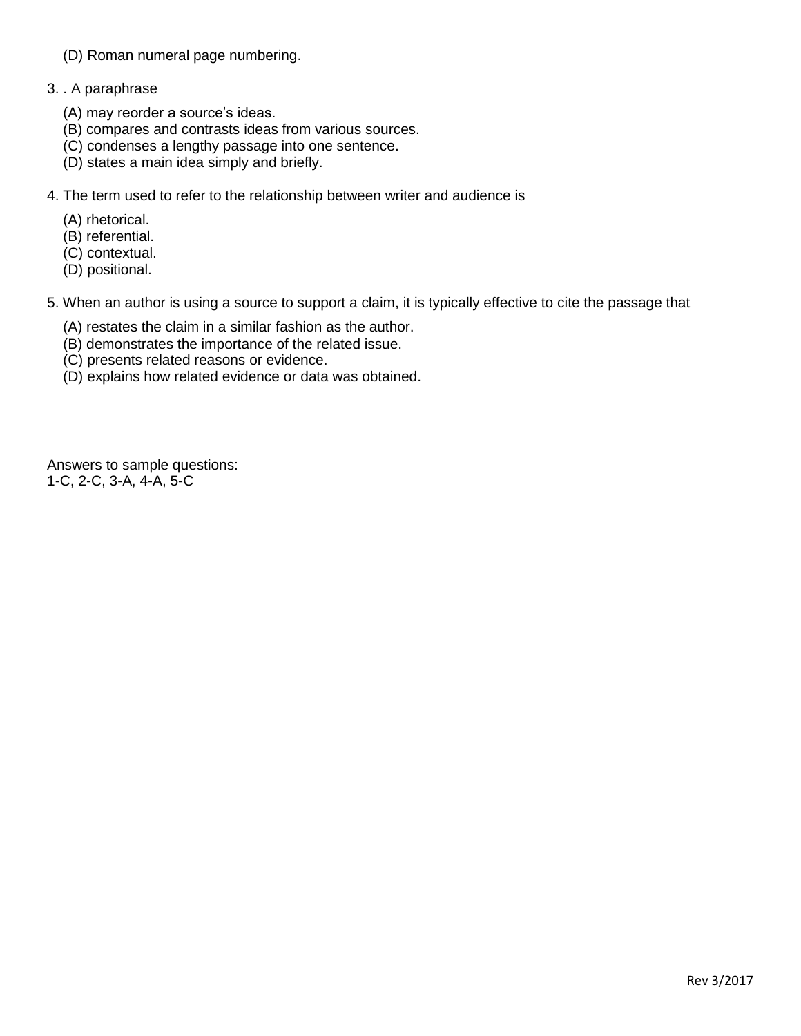(D) Roman numeral page numbering.

3. . A paraphrase

   (A) may reorder a source's ideas.
   (B) compares and contrasts ideas from various sources.
   (C) condenses a lengthy passage into one sentence.
   (D) states a main idea simply and briefly.

4. The term used to refer to the relationship between writer and audience is

   (A) rhetorical.
   (B) referential.
   (C) contextual.
   (D) positional.

5. When an author is using a source to support a claim, it is typically effective to cite the passage that

   (A) restates the claim in a similar fashion as the author.
   (B) demonstrates the importance of the related issue.
   (C) presents related reasons or evidence.
   (D) explains how related evidence or data was obtained.

Answers to sample questions:
1-C, 2-C, 3-A, 4-A, 5-C

Rev 3/2017